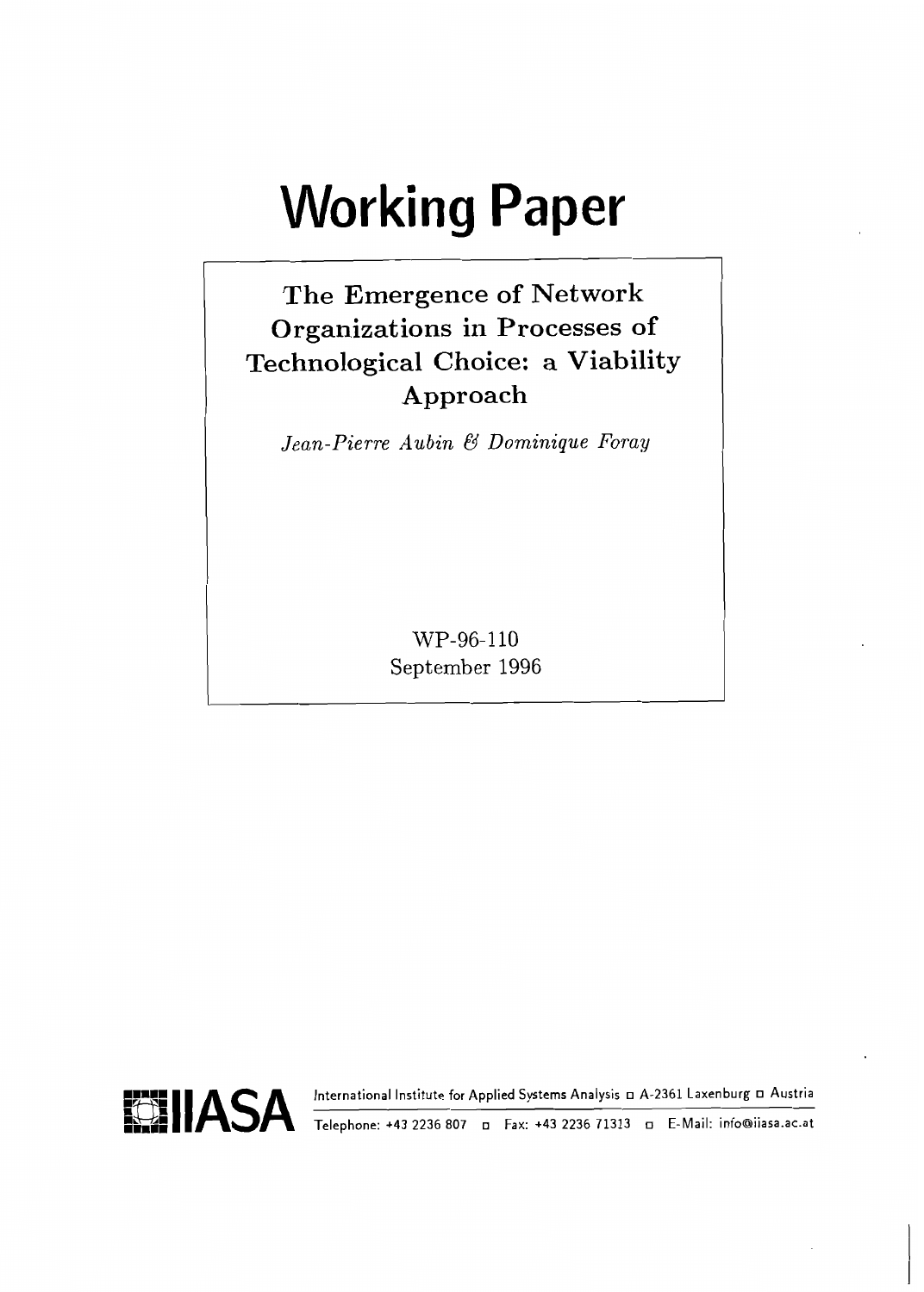# Working Paper

## The Emergence of Network Organizations in Processes of Technological Choice: a Viability Approach

*Jean-Pierre Aubin & Dominique Foray*

WP-96-110
September 1996

IIASA

International Institute for Applied Systems Analysis □ A-2361 Laxenburg □ Austria

Telephone: +43 2236 807 □ Fax: +43 2236 71313 □ E-Mail: info@iiasa.ac.at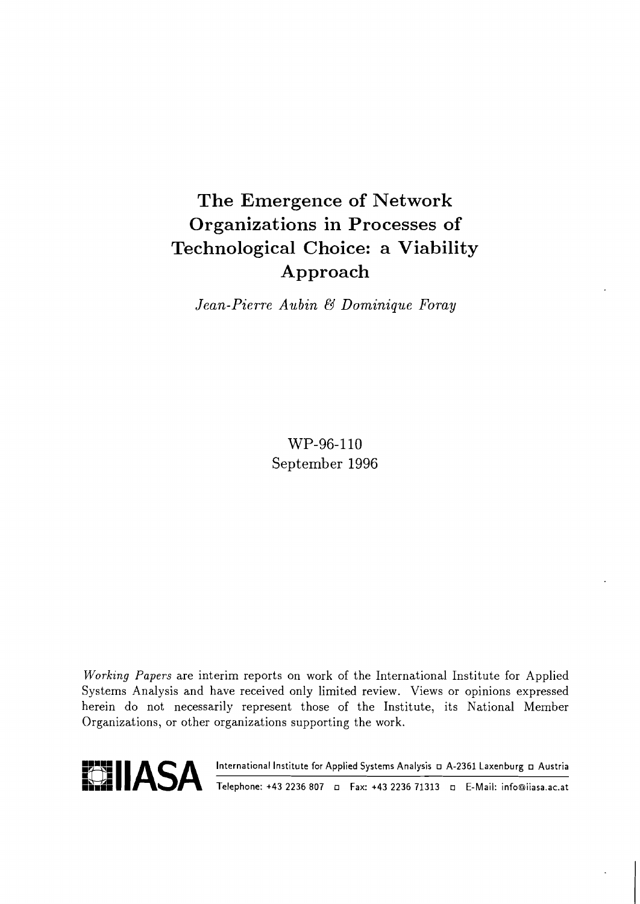# The Emergence of Network Organizations in Processes of Technological Choice: a Viability Approach

*Jean-Pierre Aubin & Dominique Foray*

WP-96-110
September 1996

*Working Papers* are interim reports on work of the International Institute for Applied Systems Analysis and have received only limited review. Views or opinions expressed herein do not necessarily represent those of the Institute, its National Member Organizations, or other organizations supporting the work.

IIASA International Institute for Applied Systems Analysis □ A-2361 Laxenburg □ Austria
Telephone: +43 2236 807 □ Fax: +43 2236 71313 □ E-Mail: info@iiasa.ac.at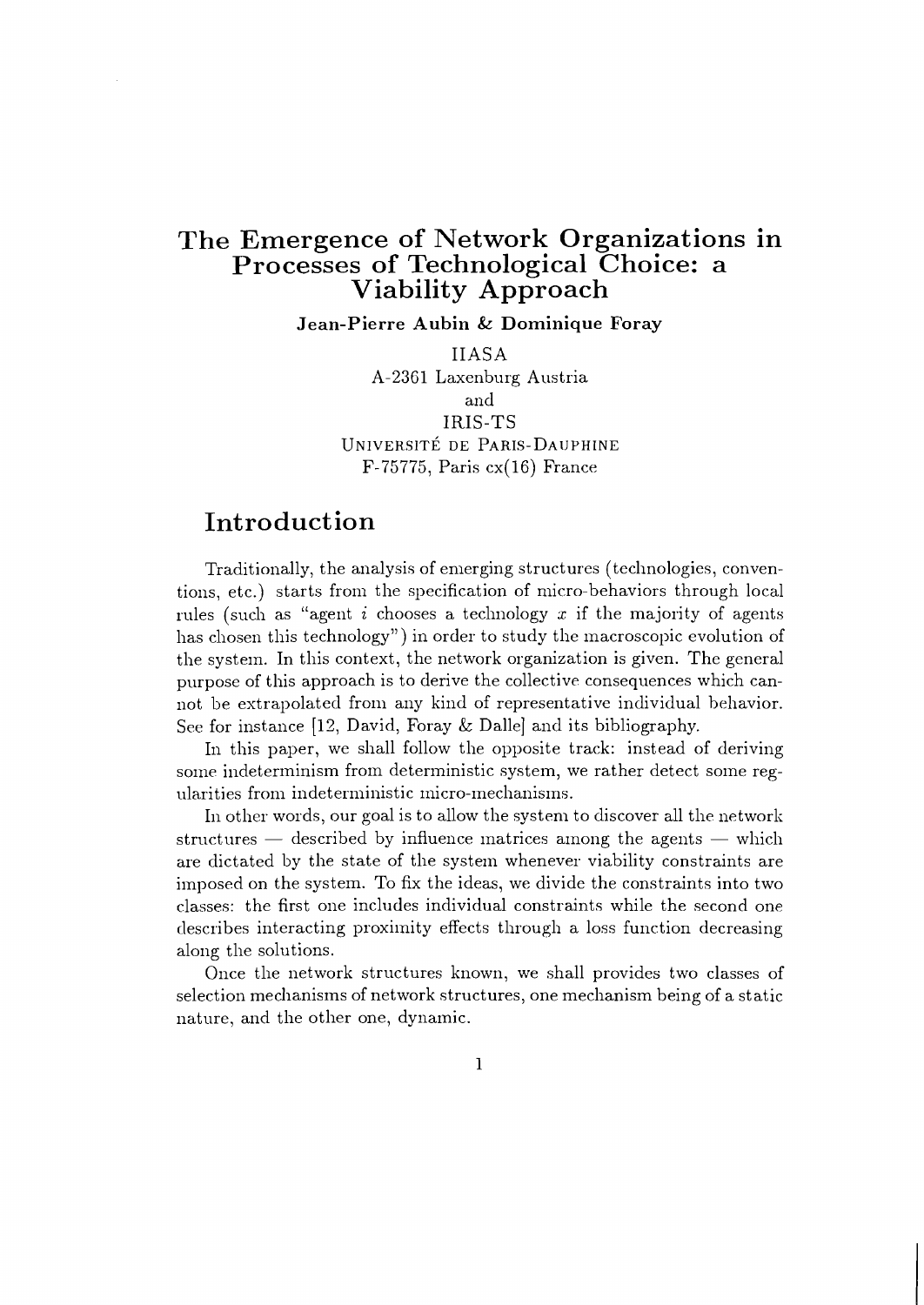# The Emergence of Network Organizations in Processes of Technological Choice: a Viability Approach

**Jean-Pierre Aubin & Dominique Foray**

IIASA
A-2361 Laxenburg Austria
and
IRIS-TS
UNIVERSITÉ DE PARIS-DAUPHINE
F-75775, Paris cx(16) France

## Introduction

Traditionally, the analysis of emerging structures (technologies, conventions, etc.) starts from the specification of micro-behaviors through local rules (such as "agent $i$ chooses a technology $x$ if the majority of agents has chosen this technology") in order to study the macroscopic evolution of the system. In this context, the network organization is given. The general purpose of this approach is to derive the collective consequences which cannot be extrapolated from any kind of representative individual behavior. See for instance [12, David, Foray & Dalle] and its bibliography.

In this paper, we shall follow the opposite track: instead of deriving some indeterminism from deterministic system, we rather detect some regularities from indeterministic micro-mechanisms.

In other words, our goal is to allow the system to discover all the network structures — described by influence matrices among the agents — which are dictated by the state of the system whenever viability constraints are imposed on the system. To fix the ideas, we divide the constraints into two classes: the first one includes individual constraints while the second one describes interacting proximity effects through a loss function decreasing along the solutions.

Once the network structures known, we shall provides two classes of selection mechanisms of network structures, one mechanism being of a static nature, and the other one, dynamic.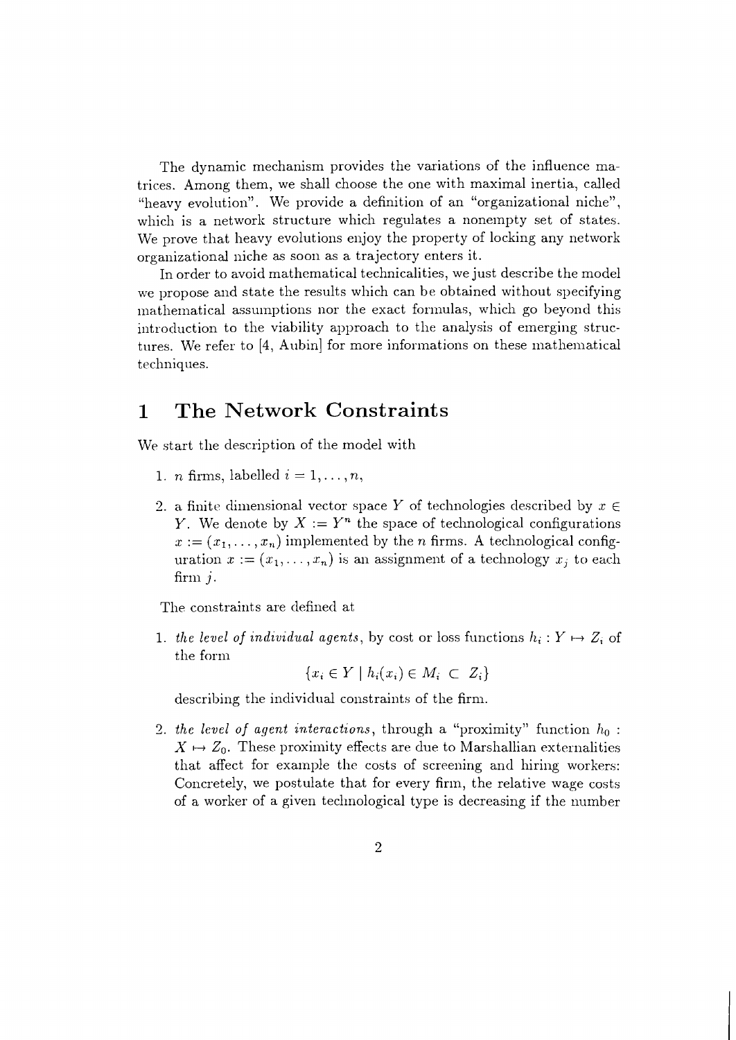The dynamic mechanism provides the variations of the influence matrices. Among them, we shall choose the one with maximal inertia, called "heavy evolution". We provide a definition of an "organizational niche", which is a network structure which regulates a nonempty set of states. We prove that heavy evolutions enjoy the property of locking any network organizational niche as soon as a trajectory enters it.

In order to avoid mathematical technicalities, we just describe the model we propose and state the results which can be obtained without specifying mathematical assumptions nor the exact formulas, which go beyond this introduction to the viability approach to the analysis of emerging structures. We refer to [4, Aubin] for more informations on these mathematical techniques.

# 1 The Network Constraints

We start the description of the model with

1. $n$ firms, labelled $i = 1, \ldots, n$,
2. a finite dimensional vector space $Y$ of technologies described by $x \in Y$. We denote by $X := Y^n$ the space of technological configurations $x := (x_1, \ldots, x_n)$ implemented by the $n$ firms. A technological configuration $x := (x_1, \ldots, x_n)$ is an assignment of a technology $x_j$ to each firm $j$.

The constraints are defined at

1. *the level of individual agents*, by cost or loss functions $h_i : Y \mapsto Z_i$ of the form

$$\{x_i \in Y \mid h_i(x_i) \in M_i \subset Z_i\}$$

describing the individual constraints of the firm.

2. *the level of agent interactions*, through a "proximity" function $h_0 : X \mapsto Z_0$. These proximity effects are due to Marshallian externalities that affect for example the costs of screening and hiring workers: Concretely, we postulate that for every firm, the relative wage costs of a worker of a given technological type is decreasing if the number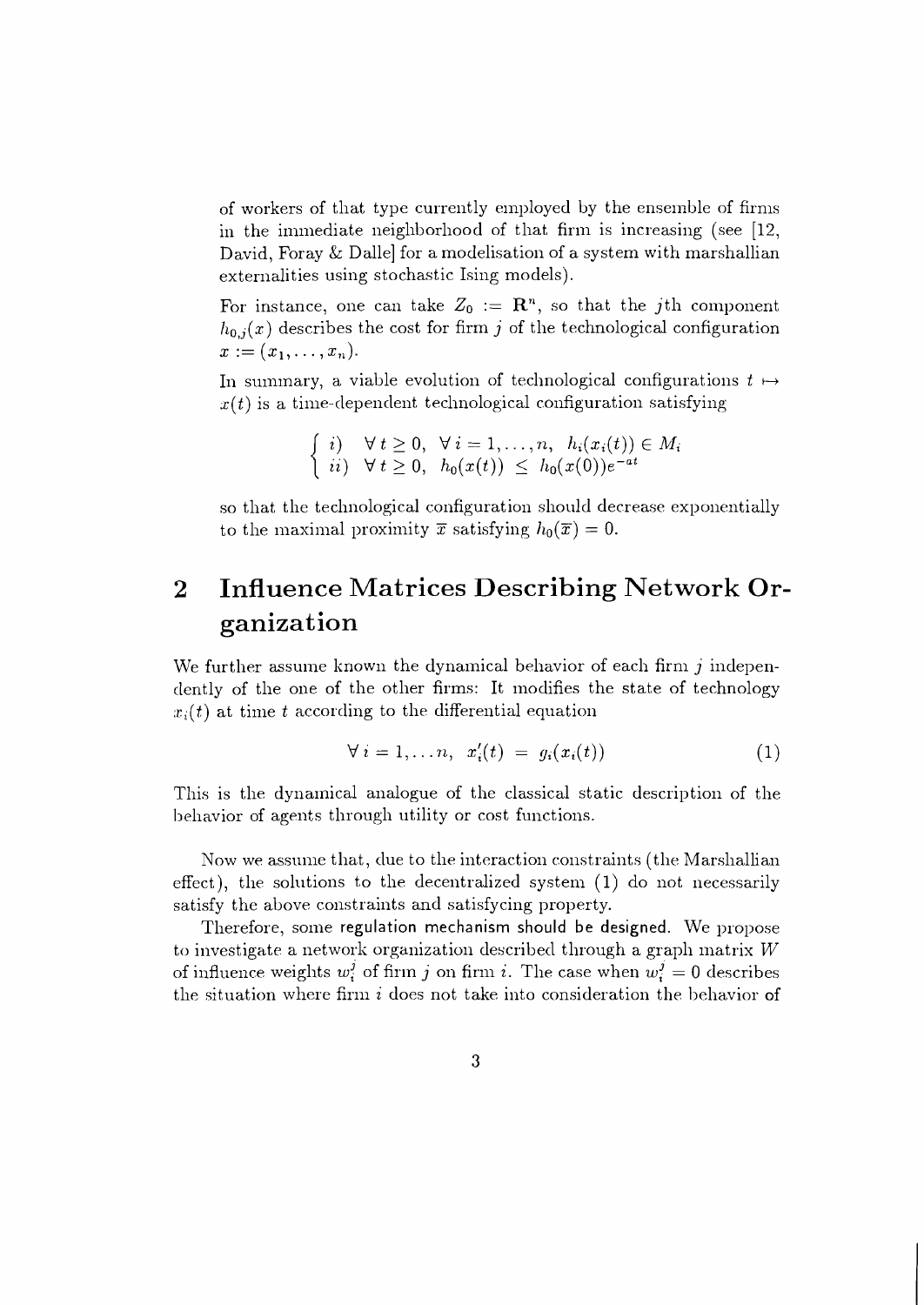of workers of that type currently employed by the ensemble of firms in the immediate neighborhood of that firm is increasing (see [12, David, Foray & Dalle] for a modelisation of a system with marshallian externalities using stochastic Ising models).

For instance, one can take $Z_0 := \mathbf{R}^n$, so that the $j$th component $h_{0,j}(x)$ describes the cost for firm $j$ of the technological configuration $x := (x_1, \ldots, x_n)$.

In summary, a viable evolution of technological configurations $t \mapsto x(t)$ is a time-dependent technological configuration satisfying

$$\begin{cases} i) & \forall\, t \geq 0, \ \forall\, i = 1, \ldots, n, \ \ h_i(x_i(t)) \in M_i \\ ii) & \forall\, t \geq 0, \ \ h_0(x(t)) \ \leq \ h_0(x(0))e^{-at} \end{cases}$$

so that the technological configuration should decrease exponentially to the maximal proximity $\overline{x}$ satisfying $h_0(\overline{x}) = 0$.

## 2 Influence Matrices Describing Network Organization

We further assume known the dynamical behavior of each firm $j$ independently of the one of the other firms: It modifies the state of technology $x_i(t)$ at time $t$ according to the differential equation

$$\forall\, i = 1, \ldots n, \ \ x_i'(t) \ = \ g_i(x_i(t)) \tag{1}$$

This is the dynamical analogue of the classical static description of the behavior of agents through utility or cost functions.

Now we assume that, due to the interaction constraints (the Marshallian effect), the solutions to the decentralized system (1) do not necessarily satisfy the above constraints and satisfycing property.

Therefore, some regulation mechanism should be designed. We propose to investigate a network organization described through a graph matrix $W$ of influence weights $w_i^j$ of firm $j$ on firm $i$. The case when $w_i^j = 0$ describes the situation where firm $i$ does not take into consideration the behavior of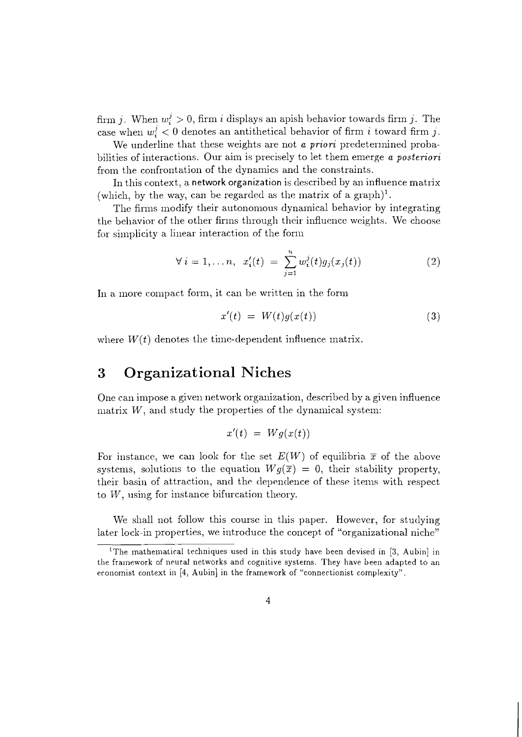firm $j$. When $w_i^j > 0$, firm $i$ displays an apish behavior towards firm $j$. The case when $w_i^j < 0$ denotes an antithetical behavior of firm $i$ toward firm $j$.

We underline that these weights are not *a priori* predetermined probabilities of interactions. Our aim is precisely to let them emerge *a posteriori* from the confrontation of the dynamics and the constraints.

In this context, a network organization is described by an influence matrix (which, by the way, can be regarded as the matrix of a graph)[1].

The firms modify their autonomous dynamical behavior by integrating the behavior of the other firms through their influence weights. We choose for simplicity a linear interaction of the form

$$\forall\, i = 1, \ldots n, \quad x_i'(t) \;=\; \sum_{j=1}^{n} w_i^j(t) g_j(x_j(t)) \tag{2}$$

In a more compact form, it can be written in the form

$$x'(t) \;=\; W(t) g(x(t)) \tag{3}$$

where $W(t)$ denotes the time-dependent influence matrix.

# 3 Organizational Niches

One can impose a given network organization, described by a given influence matrix $W$, and study the properties of the dynamical system:

$$x'(t) \;=\; W g(x(t))$$

For instance, we can look for the set $E(W)$ of equilibria $\overline{x}$ of the above systems, solutions to the equation $Wg(\overline{x}) = 0$, their stability property, their basin of attraction, and the dependence of these items with respect to $W$, using for instance bifurcation theory.

We shall not follow this course in this paper. However, for studying later lock-in properties, we introduce the concept of "organizational niche"

[1] The mathematical techniques used in this study have been devised in [3, Aubin] in the framework of neural networks and cognitive systems. They have been adapted to an economist context in [4, Aubin] in the framework of "connectionist complexity".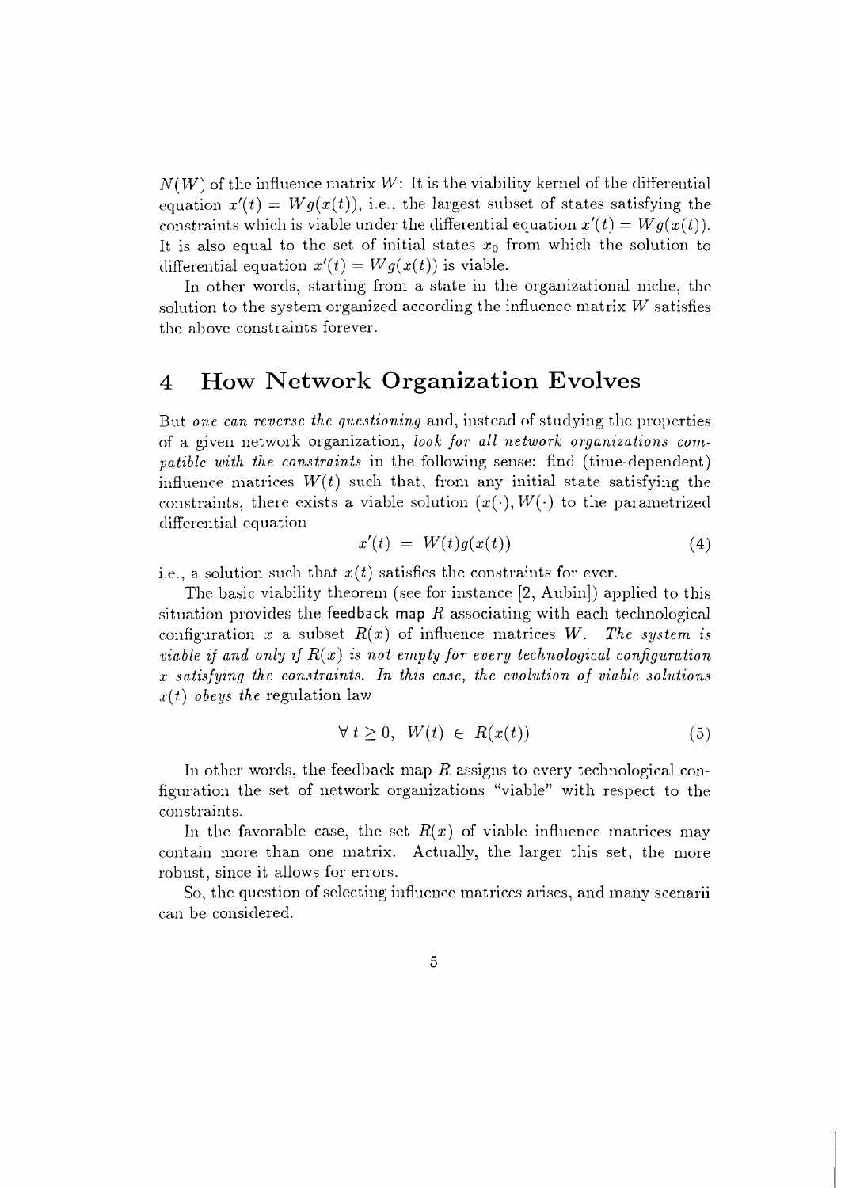$N(W)$ of the influence matrix $W$: It is the viability kernel of the differential equation $x'(t) = Wg(x(t))$, i.e., the largest subset of states satisfying the constraints which is viable under the differential equation $x'(t) = Wg(x(t))$. It is also equal to the set of initial states $x_0$ from which the solution to differential equation $x'(t) = Wg(x(t))$ is viable.

In other words, starting from a state in the organizational niche, the solution to the system organized according the influence matrix $W$ satisfies the above constraints forever.

## 4 How Network Organization Evolves

But *one can reverse the questioning* and, instead of studying the properties of a given network organization, *look for all network organizations compatible with the constraints* in the following sense: find (time-dependent) influence matrices $W(t)$ such that, from any initial state satisfying the constraints, there exists a viable solution $(x(\cdot), W(\cdot))$ to the parametrized differential equation

$$x'(t) = W(t)g(x(t)) \tag{4}$$

i.e., a solution such that $x(t)$ satisfies the constraints for ever.

The basic viability theorem (see for instance [2, Aubin]) applied to this situation provides the **feedback map** $R$ associating with each technological configuration $x$ a subset $R(x)$ of influence matrices $W$. *The system is viable if and only if $R(x)$ is not empty for every technological configuration $x$ satisfying the constraints. In this case, the evolution of viable solutions $x(t)$ obeys the* regulation law

$$\forall\, t \geq 0, \;\; W(t) \in R(x(t)) \tag{5}$$

In other words, the feedback map $R$ assigns to every technological configuration the set of network organizations "viable" with respect to the constraints.

In the favorable case, the set $R(x)$ of viable influence matrices may contain more than one matrix. Actually, the larger this set, the more robust, since it allows for errors.

So, the question of selecting influence matrices arises, and many scenarii can be considered.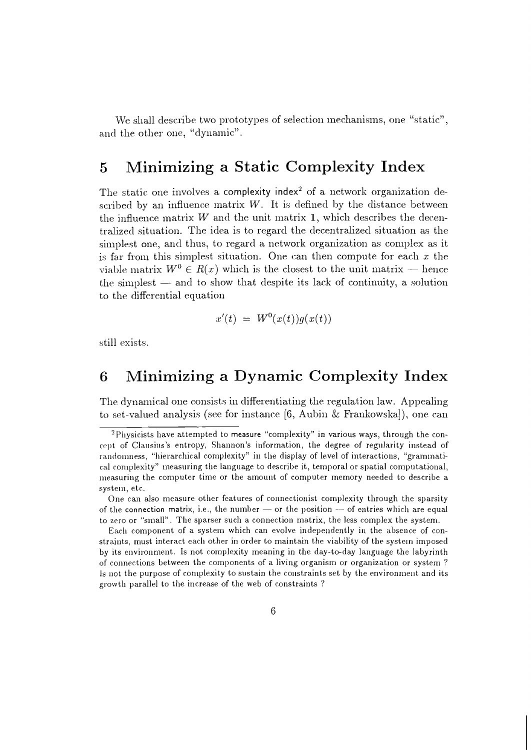We shall describe two prototypes of selection mechanisms, one "static", and the other one, "dynamic".

## 5 Minimizing a Static Complexity Index

The static one involves a complexity index[2] of a network organization described by an influence matrix $W$. It is defined by the distance between the influence matrix $W$ and the unit matrix $\mathbf{1}$, which describes the decentralized situation. The idea is to regard the decentralized situation as the simplest one, and thus, to regard a network organization as complex as it is far from this simplest situation. One can then compute for each $x$ the viable matrix $W^0 \in R(x)$ which is the closest to the unit matrix — hence the simplest — and to show that despite its lack of continuity, a solution to the differential equation

$$x'(t) \; = \; W^0(x(t))g(x(t))$$

still exists.

## 6 Minimizing a Dynamic Complexity Index

The dynamical one consists in differentiating the regulation law. Appealing to set-valued analysis (see for instance [6, Aubin & Frankowska]), one can

---

[2] Physicists have attempted to measure "complexity" in various ways, through the concept of Clausius's entropy, Shannon's information, the degree of regularity instead of randomness, "hierarchical complexity" in the display of level of interactions, "grammatical complexity" measuring the language to describe it, temporal or spatial computational, measuring the computer time or the amount of computer memory needed to describe a system, etc.

One can also measure other features of connectionist complexity through the sparsity of the connection matrix, i.e., the number — or the position — of entries which are equal to zero or "small". The sparser such a connection matrix, the less complex the system.

Each component of a system which can evolve independently in the absence of constraints, must interact each other in order to maintain the viability of the system imposed by its environment. Is not complexity meaning in the day-to-day language the labyrinth of connections between the components of a living organism or organization or system ? Is not the purpose of complexity to sustain the constraints set by the environment and its growth parallel to the increase of the web of constraints ?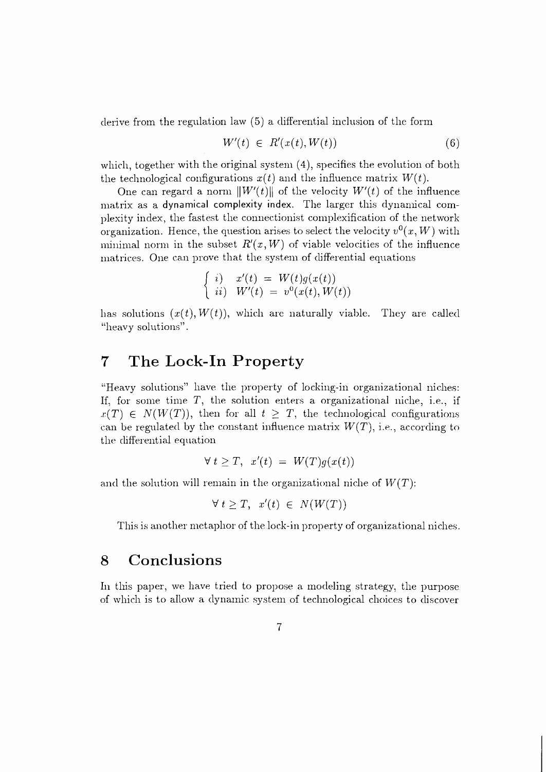derive from the regulation law (5) a differential inclusion of the form

$$W'(t) \in R'(x(t), W(t)) \tag{6}$$

which, together with the original system (4), specifies the evolution of both the technological configurations $x(t)$ and the influence matrix $W(t)$.

One can regard a norm $\|W'(t)\|$ of the velocity $W'(t)$ of the influence matrix as a **dynamical complexity index**. The larger this dynamical complexity index, the fastest the connectionist complexification of the network organization. Hence, the question arises to select the velocity $v^0(x, W)$ with minimal norm in the subset $R'(x, W)$ of viable velocities of the influence matrices. One can prove that the system of differential equations

$$\begin{cases} i) & x'(t) = W(t)g(x(t)) \\ ii) & W'(t) = v^0(x(t), W(t)) \end{cases}$$

has solutions $(x(t), W(t))$, which are naturally viable. They are called "heavy solutions".

# 7 The Lock-In Property

"Heavy solutions" have the property of locking-in organizational niches: If, for some time $T$, the solution enters a organizational niche, i.e., if $x(T) \in N(W(T))$, then for all $t \geq T$, the technological configurations can be regulated by the constant influence matrix $W(T)$, i.e., according to the differential equation

$$\forall\, t \geq T, \;\; x'(t) = W(T)g(x(t))$$

and the solution will remain in the organizational niche of $W(T)$:

$$\forall\, t \geq T, \;\; x'(t) \in N(W(T))$$

This is another metaphor of the lock-in property of organizational niches.

# 8 Conclusions

In this paper, we have tried to propose a modeling strategy, the purpose of which is to allow a dynamic system of technological choices to discover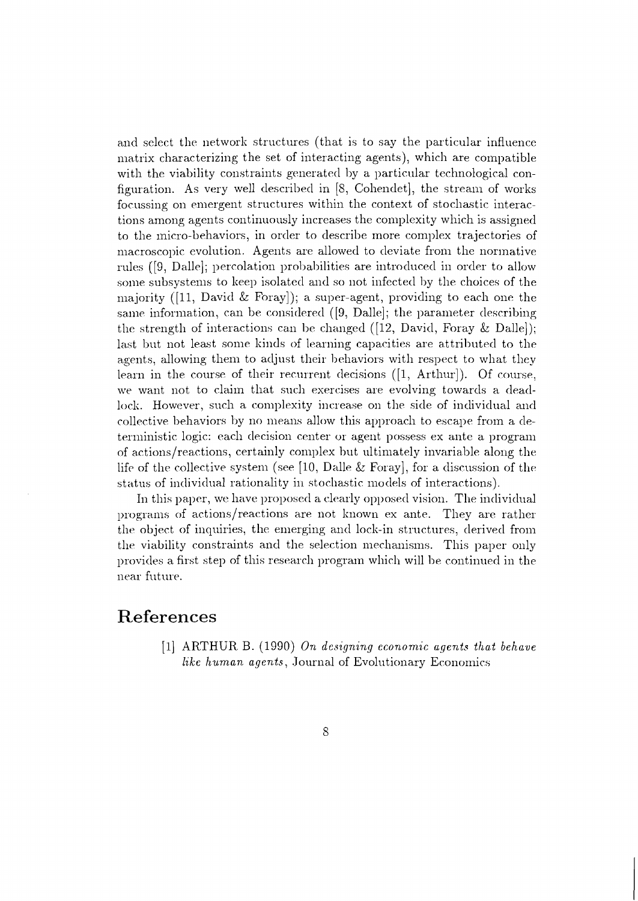and select the network structures (that is to say the particular influence matrix characterizing the set of interacting agents), which are compatible with the viability constraints generated by a particular technological configuration. As very well described in [8, Cohendet], the stream of works focussing on emergent structures within the context of stochastic interactions among agents continuously increases the complexity which is assigned to the micro-behaviors, in order to describe more complex trajectories of macroscopic evolution. Agents are allowed to deviate from the normative rules ([9, Dalle]; percolation probabilities are introduced in order to allow some subsystems to keep isolated and so not infected by the choices of the majority ([11, David & Foray]); a super-agent, providing to each one the same information, can be considered ([9, Dalle]; the parameter describing the strength of interactions can be changed ([12, David, Foray & Dalle]); last but not least some kinds of learning capacities are attributed to the agents, allowing them to adjust their behaviors with respect to what they learn in the course of their recurrent decisions ([1, Arthur]). Of course, we want not to claim that such exercises are evolving towards a deadlock. However, such a complexity increase on the side of individual and collective behaviors by no means allow this approach to escape from a deterministic logic: each decision center or agent possess ex ante a program of actions/reactions, certainly complex but ultimately invariable along the life of the collective system (see [10, Dalle & Foray], for a discussion of the status of individual rationality in stochastic models of interactions).

In this paper, we have proposed a clearly opposed vision. The individual programs of actions/reactions are not known ex ante. They are rather the object of inquiries, the emerging and lock-in structures, derived from the viability constraints and the selection mechanisms. This paper only provides a first step of this research program which will be continued in the near future.

# References

[1] ARTHUR B. (1990) *On designing economic agents that behave like human agents*, Journal of Evolutionary Economics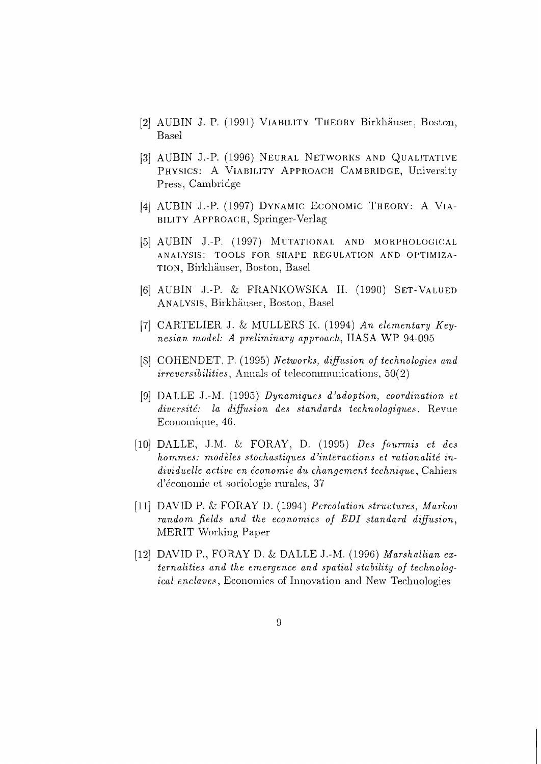[2] AUBIN J.-P. (1991) VIABILITY THEORY Birkhäuser, Boston, Basel

[3] AUBIN J.-P. (1996) NEURAL NETWORKS AND QUALITATIVE PHYSICS: A VIABILITY APPROACH CAMBRIDGE, University Press, Cambridge

[4] AUBIN J.-P. (1997) DYNAMIC ECONOMIC THEORY: A VIABILITY APPROACH, Springer-Verlag

[5] AUBIN J.-P. (1997) MUTATIONAL AND MORPHOLOGICAL ANALYSIS: TOOLS FOR SHAPE REGULATION AND OPTIMIZATION, Birkhäuser, Boston, Basel

[6] AUBIN J.-P. & FRANKOWSKA H. (1990) SET-VALUED ANALYSIS, Birkhäuser, Boston, Basel

[7] CARTELIER J. & MULLERS K. (1994) *An elementary Keynesian model: A preliminary approach*, IIASA WP 94-095

[8] COHENDET, P. (1995) *Networks, diffusion of technologies and irreversibilities*, Annals of telecommunications, 50(2)

[9] DALLE J.-M. (1995) *Dynamiques d'adoption, coordination et diversité: la diffusion des standards technologiques*, Revue Economique, 46.

[10] DALLE, J.M. & FORAY, D. (1995) *Des fourmis et des hommes: modèles stochastiques d'interactions et rationalité individuelle active en économie du changement technique*, Cahiers d'économie et sociologie rurales, 37

[11] DAVID P. & FORAY D. (1994) *Percolation structures, Markov random fields and the economics of EDI standard diffusion*, MERIT Working Paper

[12] DAVID P., FORAY D. & DALLE J.-M. (1996) *Marshallian externalities and the emergence and spatial stability of technological enclaves*, Economics of Innovation and New Technologies